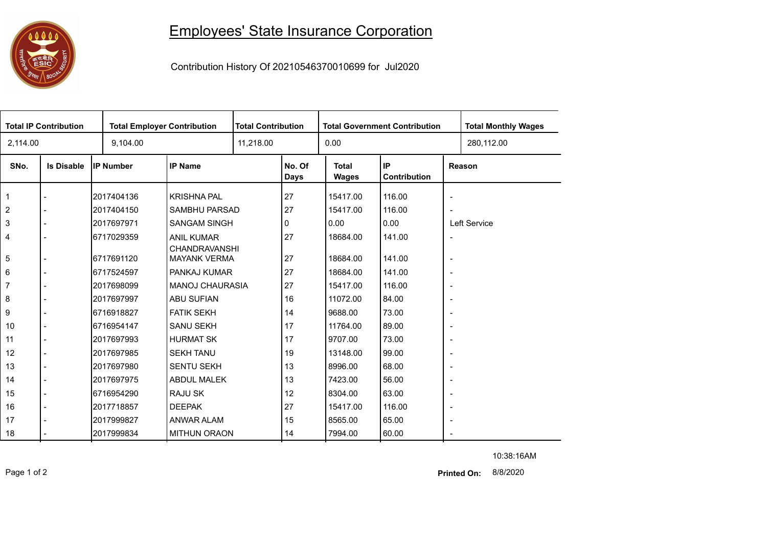# Employees' State Insurance Corporation

Contribution History Of 20210546370010699 for Jul2020

| Total IP Contribution | Total Employer Contribution | Total Contribution | Total Government Contribution | Total Monthly Wages |
|---|---|---|---|---|
| 2,114.00 | 9,104.00 | 11,218.00 | 0.00 | 280,112.00 |

| SNo. | Is Disable | IP Number | IP Name | No. Of Days | Total Wages | IP Contribution | Reason |
|---|---|---|---|---|---|---|---|
| 1 | - | 2017404136 | KRISHNA PAL | 27 | 15417.00 | 116.00 | - |
| 2 | - | 2017404150 | SAMBHU PARSAD | 27 | 15417.00 | 116.00 | - |
| 3 | - | 2017697971 | SANGAM SINGH | 0 | 0.00 | 0.00 | Left Service |
| 4 | - | 6717029359 | ANIL KUMAR CHANDRAVANSHI | 27 | 18684.00 | 141.00 | - |
| 5 | - | 6717691120 | MAYANK VERMA | 27 | 18684.00 | 141.00 | - |
| 6 | - | 6717524597 | PANKAJ KUMAR | 27 | 18684.00 | 141.00 | - |
| 7 | - | 2017698099 | MANOJ CHAURASIA | 27 | 15417.00 | 116.00 | - |
| 8 | - | 2017697997 | ABU SUFIAN | 16 | 11072.00 | 84.00 | - |
| 9 | - | 6716918827 | FATIK SEKH | 14 | 9688.00 | 73.00 | - |
| 10 | - | 6716954147 | SANU SEKH | 17 | 11764.00 | 89.00 | - |
| 11 | - | 2017697993 | HURMAT SK | 17 | 9707.00 | 73.00 | - |
| 12 | - | 2017697985 | SEKH TANU | 19 | 13148.00 | 99.00 | - |
| 13 | - | 2017697980 | SENTU SEKH | 13 | 8996.00 | 68.00 | - |
| 14 | - | 2017697975 | ABDUL MALEK | 13 | 7423.00 | 56.00 | - |
| 15 | - | 6716954290 | RAJU SK | 12 | 8304.00 | 63.00 | - |
| 16 | - | 2017718857 | DEEPAK | 27 | 15417.00 | 116.00 | - |
| 17 | - | 2017999827 | ANWAR ALAM | 15 | 8565.00 | 65.00 | - |
| 18 | - | 2017999834 | MITHUN ORAON | 14 | 7994.00 | 60.00 | - |

10:38:16AM

**Printed On:** 8/8/2020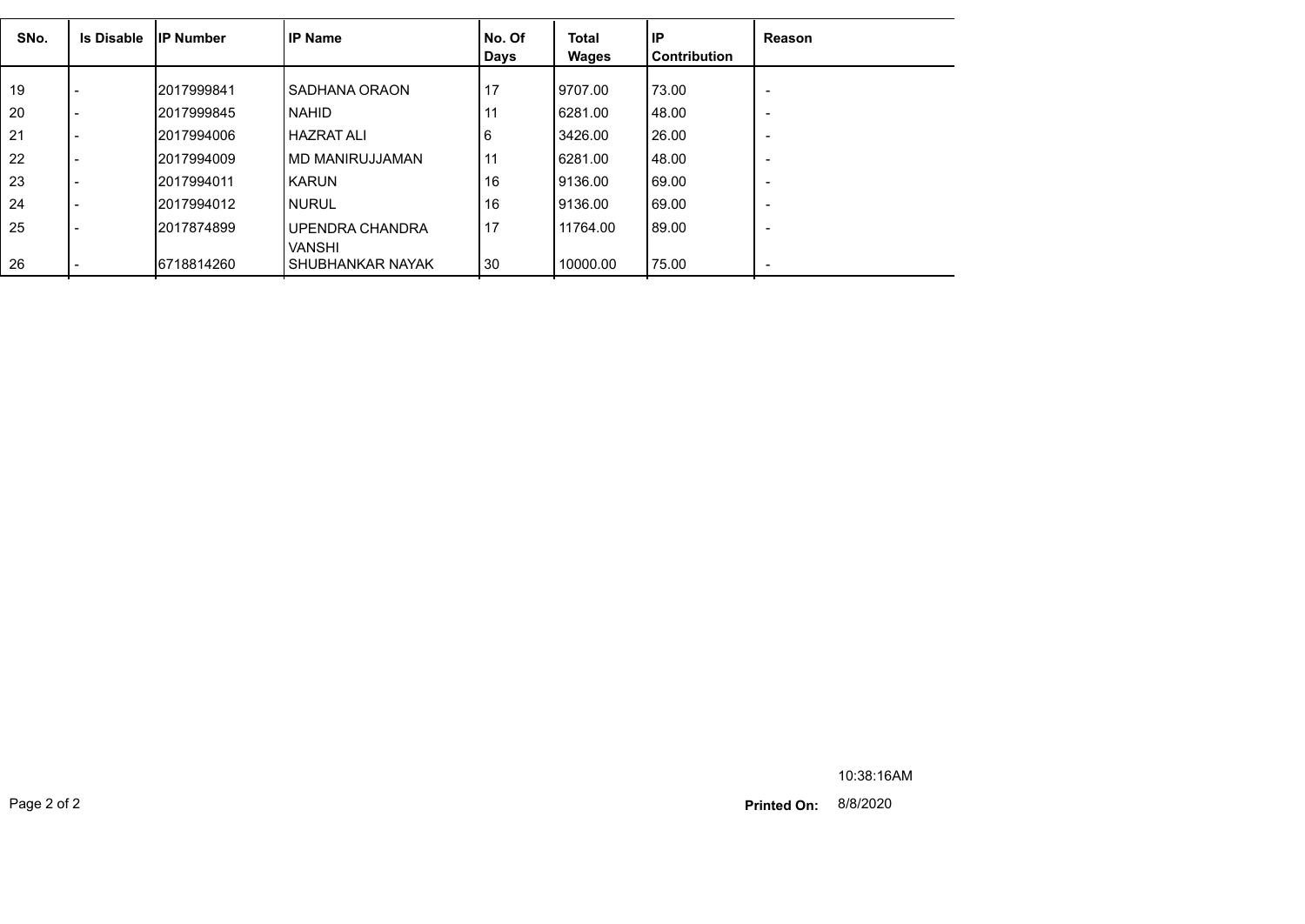| SNo. | Is Disable | IP Number | IP Name | No. Of Days | Total Wages | IP Contribution | Reason |
|---|---|---|---|---|---|---|---|
| 19 | - | 2017999841 | SADHANA ORAON | 17 | 9707.00 | 73.00 | - |
| 20 | - | 2017999845 | NAHID | 11 | 6281.00 | 48.00 | - |
| 21 | - | 2017994006 | HAZRAT ALI | 6 | 3426.00 | 26.00 | - |
| 22 | - | 2017994009 | MD MANIRUJJAMAN | 11 | 6281.00 | 48.00 | - |
| 23 | - | 2017994011 | KARUN | 16 | 9136.00 | 69.00 | - |
| 24 | - | 2017994012 | NURUL | 16 | 9136.00 | 69.00 | - |
| 25 | - | 2017874899 | UPENDRA CHANDRA VANSHI | 17 | 11764.00 | 89.00 | - |
| 26 | - | 6718814260 | SHUBHANKAR NAYAK | 30 | 10000.00 | 75.00 | - |

**Printed On:** 8/8/2020 10:38:16AM